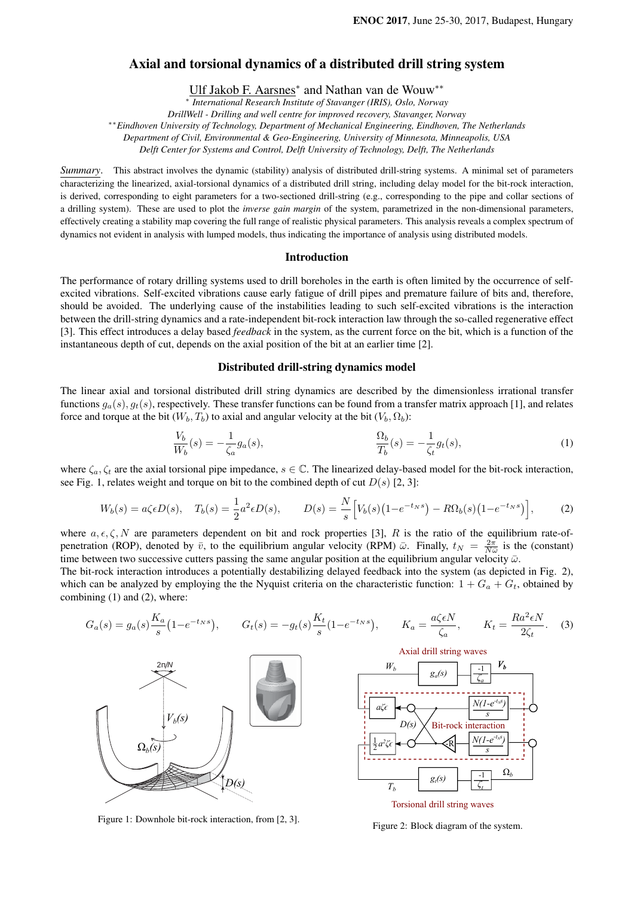# Axial and torsional dynamics of a distributed drill string system

Ulf Jakob F. Aarsnes* and Nathan van de Wouw**

\* *International Research Institute of Stavanger (IRIS), Oslo, Norway*
*DrillWell - Drilling and well centre for improved recovery, Stavanger, Norway*
\*\* *Eindhoven University of Technology, Department of Mechanical Engineering, Eindhoven, The Netherlands*
*Department of Civil, Environmental & Geo-Engineering, University of Minnesota, Minneapolis, USA*
*Delft Center for Systems and Control, Delft University of Technology, Delft, The Netherlands*

***Summary***. This abstract involves the dynamic (stability) analysis of distributed drill-string systems. A minimal set of parameters characterizing the linearized, axial-torsional dynamics of a distributed drill string, including delay model for the bit-rock interaction, is derived, corresponding to eight parameters for a two-sectioned drill-string (e.g., corresponding to the pipe and collar sections of a drilling system). These are used to plot the *inverse gain margin* of the system, parametrized in the non-dimensional parameters, effectively creating a stability map covering the full range of realistic physical parameters. This analysis reveals a complex spectrum of dynamics not evident in analysis with lumped models, thus indicating the importance of analysis using distributed models.

## Introduction

The performance of rotary drilling systems used to drill boreholes in the earth is often limited by the occurrence of self-excited vibrations. Self-excited vibrations cause early fatigue of drill pipes and premature failure of bits and, therefore, should be avoided. The underlying cause of the instabilities leading to such self-excited vibrations is the interaction between the drill-string dynamics and a rate-independent bit-rock interaction law through the so-called regenerative effect [3]. This effect introduces a delay based *feedback* in the system, as the current force on the bit, which is a function of the instantaneous depth of cut, depends on the axial position of the bit at an earlier time [2].

## Distributed drill-string dynamics model

The linear axial and torsional distributed drill string dynamics are described by the dimensionless irrational transfer functions $g_a(s), g_t(s)$, respectively. These transfer functions can be found from a transfer matrix approach [1], and relates force and torque at the bit $(W_b, T_b)$ to axial and angular velocity at the bit $(V_b, \Omega_b)$:

$$\frac{V_b}{W_b}(s) = -\frac{1}{\zeta_a} g_a(s), \qquad \frac{\Omega_b}{T_b}(s) = -\frac{1}{\zeta_t} g_t(s), \tag{1}$$

where $\zeta_a, \zeta_t$ are the axial torsional pipe impedance, $s \in \mathbb{C}$. The linearized delay-based model for the bit-rock interaction, see Fig. 1, relates weight and torque on bit to the combined depth of cut $D(s)$ [2, 3]:

$$W_b(s) = a\zeta\epsilon D(s), \quad T_b(s) = \frac{1}{2}a^2\epsilon D(s), \qquad D(s) = \frac{N}{s}\Big[V_b(s)\big(1-e^{-t_N s}\big) - R\Omega_b(s)\big(1-e^{-t_N s}\big)\Big], \tag{2}$$

where $a, \epsilon, \zeta, N$ are parameters dependent on bit and rock properties [3], $R$ is the ratio of the equilibrium rate-of-penetration (ROP), denoted by $\bar{v}$, to the equilibrium angular velocity (RPM) $\bar{\omega}$. Finally, $t_N = \frac{2\pi}{N\bar{\omega}}$ is the (constant) time between two successive cutters passing the same angular position at the equilibrium angular velocity $\bar{\omega}$.

The bit-rock interaction introduces a potentially destabilizing delayed feedback into the system (as depicted in Fig. 2), which can be analyzed by employing the the Nyquist criteria on the characteristic function: $1 + G_a + G_t$, obtained by combining (1) and (2), where:

$$G_a(s) = g_a(s)\frac{K_a}{s}\big(1-e^{-t_N s}\big), \qquad G_t(s) = -g_t(s)\frac{K_t}{s}\big(1-e^{-t_N s}\big), \qquad K_a = \frac{a\zeta\epsilon N}{\zeta_a}, \qquad K_t = \frac{Ra^2\epsilon N}{2\zeta_t}. \tag{3}$$

Figure 1: Downhole bit-rock interaction, from [2, 3].

Figure 2: Block diagram of the system.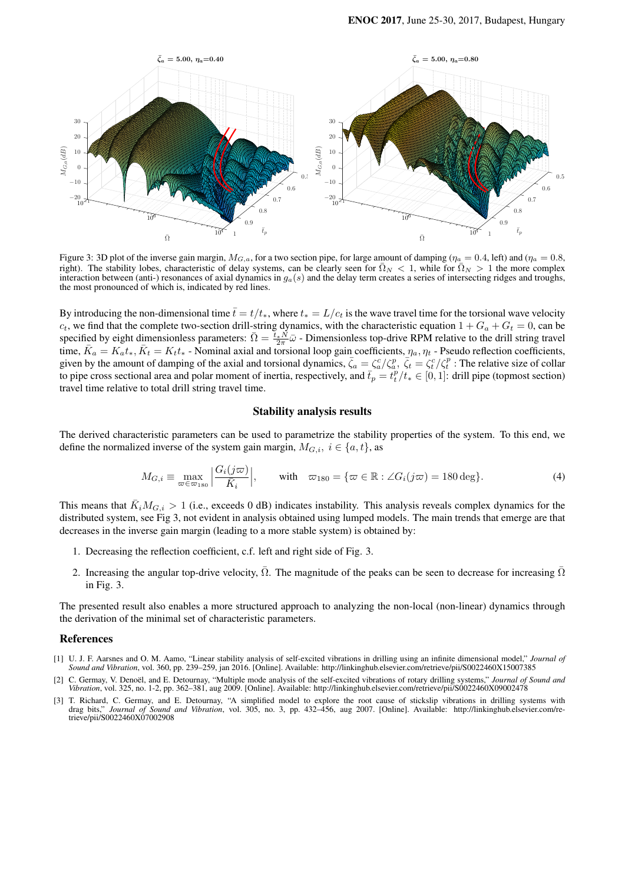$\bar{\zeta}_a = 5.00$, $\eta_a$=0.40

$\bar{\zeta}_a = 5.00$, $\eta_a$=0.80

$M_{G,a}(dB)$

30
20
10
0
−10
−20

$10^{-1}$
$10^{0}$
$10^{1}$

$\bar{\Omega}$

0.5
0.6
0.7
0.8
0.9
1

$\bar{t}_p$

Figure 3: 3D plot of the inverse gain margin, $M_{G,a}$, for a two section pipe, for large amount of damping ($\eta_a = 0.4$, left) and ($\eta_a = 0.8$, right). The stability lobes, characteristic of delay systems, can be clearly seen for $\bar{\Omega}_N < 1$, while for $\bar{\Omega}_N > 1$ the more complex interaction between (anti-) resonances of axial dynamics in $g_a(s)$ and the delay term creates a series of intersecting ridges and troughs, the most pronounced of which is, indicated by red lines.

By introducing the non-dimensional time $\bar{t} = t/t_*$, where $t_* = L/c_t$ is the wave travel time for the torsional wave velocity $c_t$, we find that the complete two-section drill-string dynamics, with the characteristic equation $1 + G_a + G_t = 0$, can be specified by eight dimensionless parameters: $\bar{\Omega} = \frac{t_* N}{2\pi}\bar{\omega}$ - Dimensionless top-drive RPM relative to the drill string travel time, $\bar{K}_a = K_a t_*, \bar{K}_t = K_t t_*$ - Nominal axial and torsional loop gain coefficients, $\eta_a, \eta_t$ - Pseudo reflection coefficients, given by the amount of damping of the axial and torsional dynamics, $\bar{\zeta}_a = \zeta_a^c/\zeta_a^p$, $\bar{\zeta}_t = \zeta_t^c/\zeta_t^p$ : The relative size of collar to pipe cross sectional area and polar moment of inertia, respectively, and $\bar{t}_p = t_t^p/t_* \in [0, 1]$: drill pipe (topmost section) travel time relative to total drill string travel time.

## Stability analysis results

The derived characteristic parameters can be used to parametrize the stability properties of the system. To this end, we define the normalized inverse of the system gain margin, $M_{G,i}, \ i \in \{a, t\}$, as

$$M_{G,i} \equiv \max_{\varpi \in \varpi_{180}} \left| \frac{G_i(j\varpi)}{\bar{K}_i} \right|, \qquad \text{with} \quad \varpi_{180} = \{\varpi \in \mathbb{R} : \angle G_i(j\varpi) = 180 \deg\}. \tag{4}$$

This means that $\bar{K}_i M_{G,i} > 1$ (i.e., exceeds 0 dB) indicates instability. This analysis reveals complex dynamics for the distributed system, see Fig 3, not evident in analysis obtained using lumped models. The main trends that emerge are that decreases in the inverse gain margin (leading to a more stable system) is obtained by:

1. Decreasing the reflection coefficient, c.f. left and right side of Fig. 3.
2. Increasing the angular top-drive velocity, $\bar{\Omega}$. The magnitude of the peaks can be seen to decrease for increasing $\bar{\Omega}$ in Fig. 3.

The presented result also enables a more structured approach to analyzing the non-local (non-linear) dynamics through the derivation of the minimal set of characteristic parameters.

## References

[1] U. J. F. Aarsnes and O. M. Aamo, "Linear stability analysis of self-excited vibrations in drilling using an infinite dimensional model," *Journal of Sound and Vibration*, vol. 360, pp. 239–259, jan 2016. [Online]. Available: http://linkinghub.elsevier.com/retrieve/pii/S0022460X15007385

[2] C. Germay, V. Denoël, and E. Detournay, "Multiple mode analysis of the self-excited vibrations of rotary drilling systems," *Journal of Sound and Vibration*, vol. 325, no. 1-2, pp. 362–381, aug 2009. [Online]. Available: http://linkinghub.elsevier.com/retrieve/pii/S0022460X09002478

[3] T. Richard, C. Germay, and E. Detournay, "A simplified model to explore the root cause of stickslip vibrations in drilling systems with drag bits," *Journal of Sound and Vibration*, vol. 305, no. 3, pp. 432–456, aug 2007. [Online]. Available: http://linkinghub.elsevier.com/retrieve/pii/S0022460X07002908